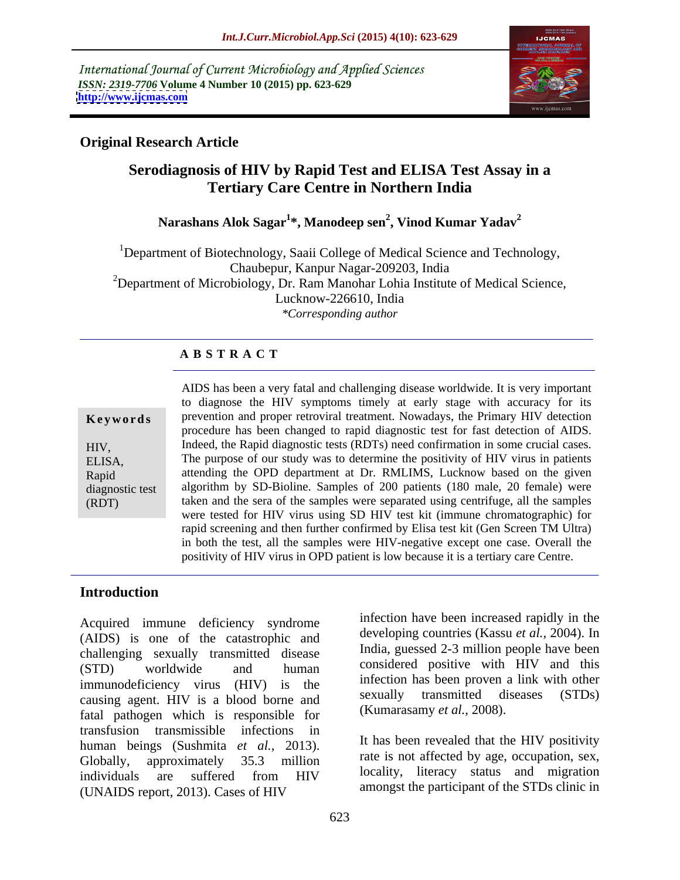International Journal of Current Microbiology and Applied Sciences
*ISSN: 2319-7706* **Volume 4 Number 10 (2015) pp. 623-629**
**http://www.ijcmas.com**

**Original Research Article**

# Serodiagnosis of HIV by Rapid Test and ELISA Test Assay in a Tertiary Care Centre in Northern India

**Narashans Alok Sagar[1]\*, Manodeep sen[2], Vinod Kumar Yadav[2]**

[1]Department of Biotechnology, Saaii College of Medical Science and Technology, Chaubepur, Kanpur Nagar-209203, India
[2]Department of Microbiology, Dr. Ram Manohar Lohia Institute of Medical Science, Lucknow-226610, India
*\*Corresponding author*

## ABSTRACT

**Keywords**

HIV, ELISA, Rapid diagnostic test (RDT)

AIDS has been a very fatal and challenging disease worldwide. It is very important to diagnose the HIV symptoms timely at early stage with accuracy for its prevention and proper retroviral treatment. Nowadays, the Primary HIV detection procedure has been changed to rapid diagnostic test for fast detection of AIDS. Indeed, the Rapid diagnostic tests (RDTs) need confirmation in some crucial cases. The purpose of our study was to determine the positivity of HIV virus in patients attending the OPD department at Dr. RMLIMS, Lucknow based on the given algorithm by SD-Bioline. Samples of 200 patients (180 male, 20 female) were taken and the sera of the samples were separated using centrifuge, all the samples were tested for HIV virus using SD HIV test kit (immune chromatographic) for rapid screening and then further confirmed by Elisa test kit (Gen Screen TM Ultra) in both the test, all the samples were HIV-negative except one case. Overall the positivity of HIV virus in OPD patient is low because it is a tertiary care Centre.

## Introduction

Acquired immune deficiency syndrome (AIDS) is one of the catastrophic and challenging sexually transmitted disease (STD) worldwide and human immunodeficiency virus (HIV) is the causing agent. HIV is a blood borne and fatal pathogen which is responsible for transfusion transmissible infections in human beings (Sushmita *et al.,* 2013). Globally, approximately 35.3 million individuals are suffered from HIV (UNAIDS report, 2013). Cases of HIV infection have been increased rapidly in the developing countries (Kassu *et al.,* 2004). In India, guessed 2-3 million people have been considered positive with HIV and this infection has been proven a link with other sexually transmitted diseases (STDs) (Kumarasamy *et al.,* 2008).

It has been revealed that the HIV positivity rate is not affected by age, occupation, sex, locality, literacy status and migration amongst the participant of the STDs clinic in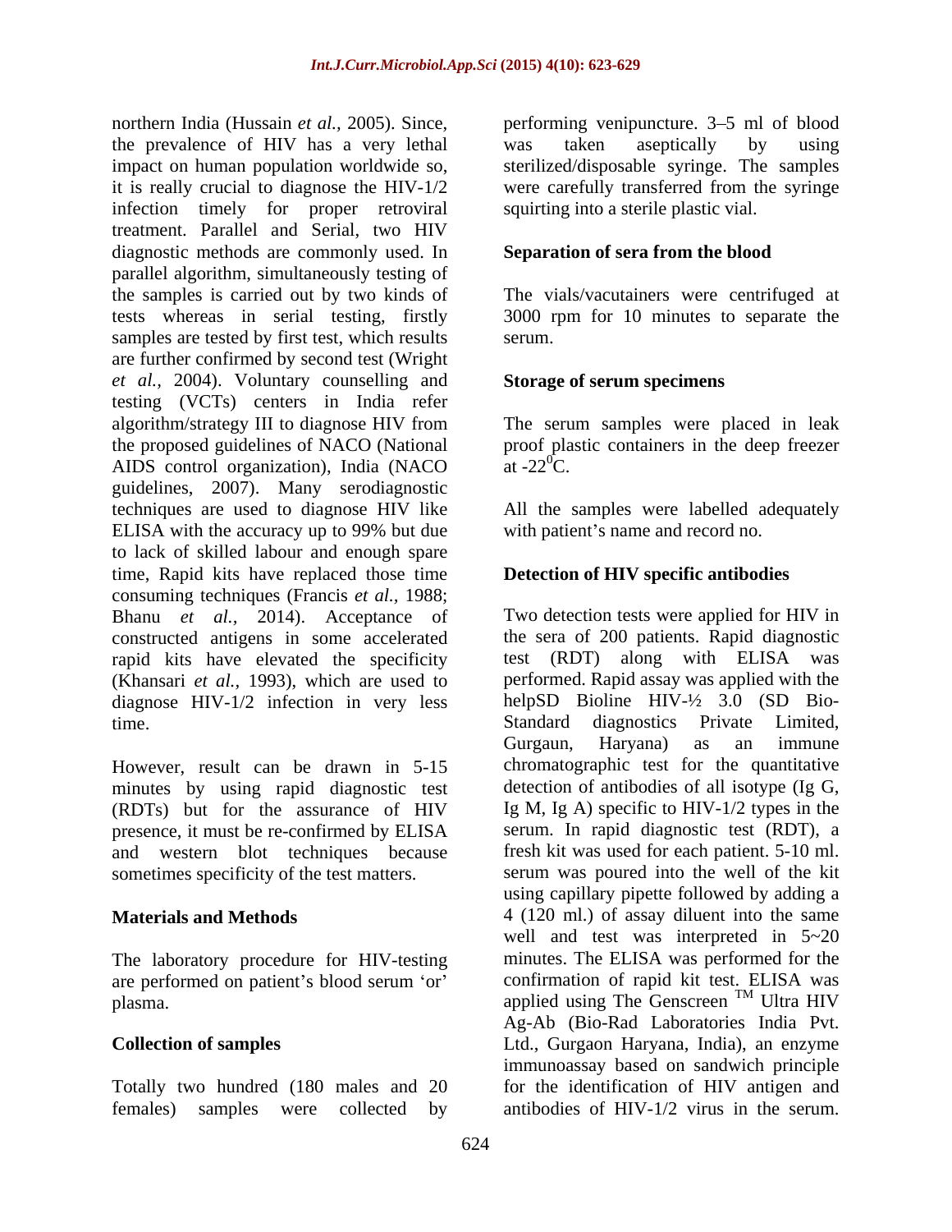northern India (Hussain *et al.,* 2005). Since, the prevalence of HIV has a very lethal impact on human population worldwide so, it is really crucial to diagnose the HIV-1/2 infection timely for proper retroviral treatment. Parallel and Serial, two HIV diagnostic methods are commonly used. In parallel algorithm, simultaneously testing of the samples is carried out by two kinds of tests whereas in serial testing, firstly samples are tested by first test, which results are further confirmed by second test (Wright *et al.,* 2004). Voluntary counselling and testing (VCTs) centers in India refer algorithm/strategy III to diagnose HIV from the proposed guidelines of NACO (National AIDS control organization), India (NACO guidelines, 2007). Many serodiagnostic techniques are used to diagnose HIV like ELISA with the accuracy up to 99% but due to lack of skilled labour and enough spare time, Rapid kits have replaced those time consuming techniques (Francis *et al.,* 1988; Bhanu *et al.,* 2014). Acceptance of constructed antigens in some accelerated rapid kits have elevated the specificity (Khansari *et al.,* 1993), which are used to diagnose HIV-1/2 infection in very less time.

However, result can be drawn in 5-15 minutes by using rapid diagnostic test (RDTs) but for the assurance of HIV presence, it must be re-confirmed by ELISA and western blot techniques because sometimes specificity of the test matters.

## Materials and Methods

The laboratory procedure for HIV-testing are performed on patient's blood serum 'or' plasma.

### Collection of samples

Totally two hundred (180 males and 20 females) samples were collected by performing venipuncture. 3–5 ml of blood was taken aseptically by using sterilized/disposable syringe. The samples were carefully transferred from the syringe squirting into a sterile plastic vial.

### Separation of sera from the blood

The vials/vacutainers were centrifuged at 3000 rpm for 10 minutes to separate the serum.

### Storage of serum specimens

The serum samples were placed in leak proof plastic containers in the deep freezer at -22$^0$C.

All the samples were labelled adequately with patient's name and record no.

### Detection of HIV specific antibodies

Two detection tests were applied for HIV in the sera of 200 patients. Rapid diagnostic test (RDT) along with ELISA was performed. Rapid assay was applied with the helpSD Bioline HIV-½ 3.0 (SD Bio-Standard diagnostics Private Limited, Gurgaun, Haryana) as an immune chromatographic test for the quantitative detection of antibodies of all isotype (Ig G, Ig M, Ig A) specific to HIV-1/2 types in the serum. In rapid diagnostic test (RDT), a fresh kit was used for each patient. 5-10 ml. serum was poured into the well of the kit using capillary pipette followed by adding a 4 (120 ml.) of assay diluent into the same well and test was interpreted in 5~20 minutes. The ELISA was performed for the confirmation of rapid kit test. ELISA was applied using The Genscreen $^{TM}$ Ultra HIV Ag-Ab (Bio-Rad Laboratories India Pvt. Ltd., Gurgaon Haryana, India), an enzyme immunoassay based on sandwich principle for the identification of HIV antigen and antibodies of HIV-1/2 virus in the serum.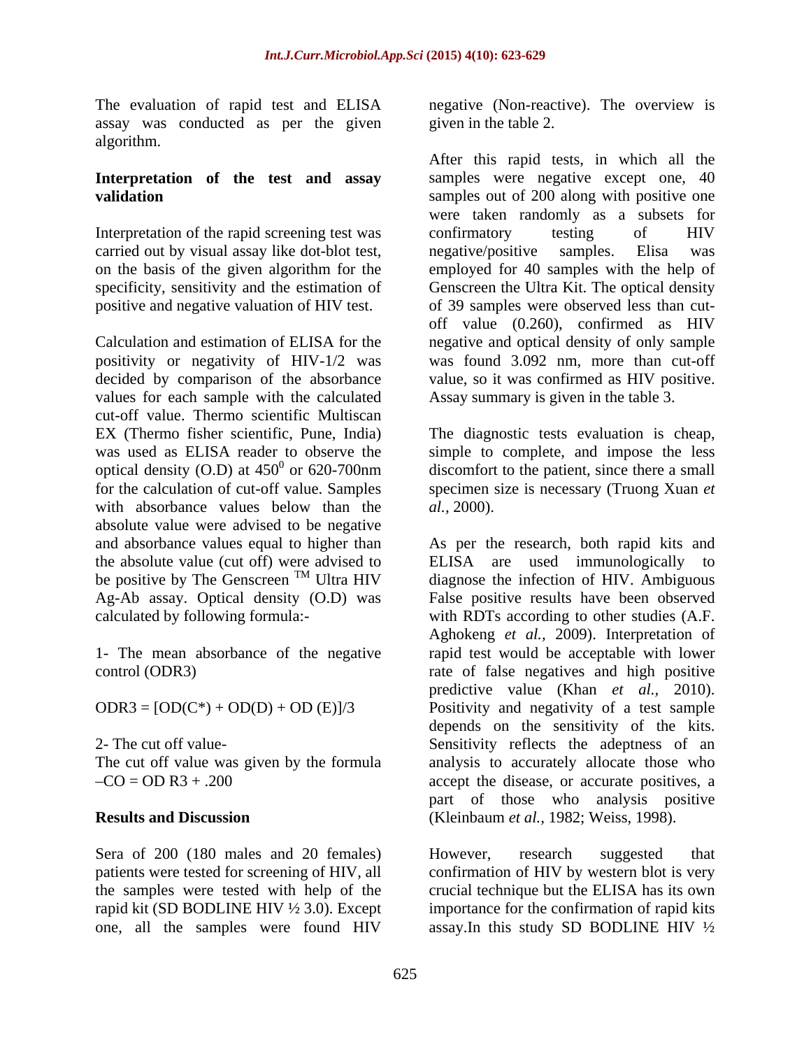The evaluation of rapid test and ELISA assay was conducted as per the given algorithm.

**Interpretation of the test and assay validation**

Interpretation of the rapid screening test was carried out by visual assay like dot-blot test, on the basis of the given algorithm for the specificity, sensitivity and the estimation of positive and negative valuation of HIV test.

Calculation and estimation of ELISA for the positivity or negativity of HIV-1/2 was decided by comparison of the absorbance values for each sample with the calculated cut-off value. Thermo scientific Multiscan EX (Thermo fisher scientific, Pune, India) was used as ELISA reader to observe the optical density (O.D) at $450^0$ or 620-700nm for the calculation of cut-off value. Samples with absorbance values below than the absolute value were advised to be negative and absorbance values equal to higher than the absolute value (cut off) were advised to be positive by The Genscreen ™ Ultra HIV Ag-Ab assay. Optical density (O.D) was calculated by following formula:-

1- The mean absorbance of the negative control (ODR3)

$$ODR3 = [OD(C^*) + OD(D) + OD(E)]/3$$

2- The cut off value-

The cut off value was given by the formula –CO = OD R3 + .200

**Results and Discussion**

Sera of 200 (180 males and 20 females) patients were tested for screening of HIV, all the samples were tested with help of the rapid kit (SD BODLINE HIV ½ 3.0). Except one, all the samples were found HIV negative (Non-reactive). The overview is given in the table 2.

After this rapid tests, in which all the samples were negative except one, 40 samples out of 200 along with positive one were taken randomly as a subsets for confirmatory testing of HIV negative/positive samples. Elisa was employed for 40 samples with the help of Genscreen the Ultra Kit. The optical density of 39 samples were observed less than cut-off value (0.260), confirmed as HIV negative and optical density of only sample was found 3.092 nm, more than cut-off value, so it was confirmed as HIV positive. Assay summary is given in the table 3.

The diagnostic tests evaluation is cheap, simple to complete, and impose the less discomfort to the patient, since there a small specimen size is necessary (Truong Xuan *et al.,* 2000).

As per the research, both rapid kits and ELISA are used immunologically to diagnose the infection of HIV. Ambiguous False positive results have been observed with RDTs according to other studies (A.F. Aghokeng *et al.,* 2009). Interpretation of rapid test would be acceptable with lower rate of false negatives and high positive predictive value (Khan *et al.,* 2010). Positivity and negativity of a test sample depends on the sensitivity of the kits. Sensitivity reflects the adeptness of an analysis to accurately allocate those who accept the disease, or accurate positives, a part of those who analysis positive (Kleinbaum *et al.,* 1982; Weiss, 1998).

However, research suggested that confirmation of HIV by western blot is very crucial technique but the ELISA has its own importance for the confirmation of rapid kits assay.In this study SD BODLINE HIV ½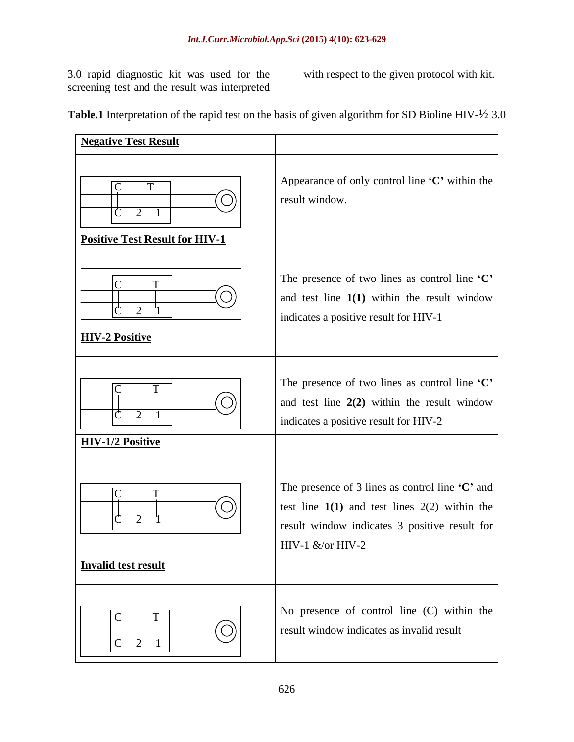3.0 rapid diagnostic kit was used for the screening test and the result was interpreted with respect to the given protocol with kit.

**Table.1** Interpretation of the rapid test on the basis of given algorithm for SD Bioline HIV-½ 3.0

| **Negative Test Result** | |
|---|---|
| C T / C 2 1 | Appearance of only control line **'C'** within the result window. |
| **Positive Test Result for HIV-1** | |
| C T / C 2 1 | The presence of two lines as control line **'C'** and test line **1(1)** within the result window indicates a positive result for HIV-1 |
| **HIV-2 Positive** | |
| C T / C 2 1 | The presence of two lines as control line **'C'** and test line **2(2)** within the result window indicates a positive result for HIV-2 |
| **HIV-1/2 Positive** | |
| C T / C 2 1 | The presence of 3 lines as control line **'C'** and test line **1(1)** and test lines 2(2) within the result window indicates 3 positive result for HIV-1 &/or HIV-2 |
| **Invalid test result** | |
| C T / C 2 1 | No presence of control line (C) within the result window indicates as invalid result |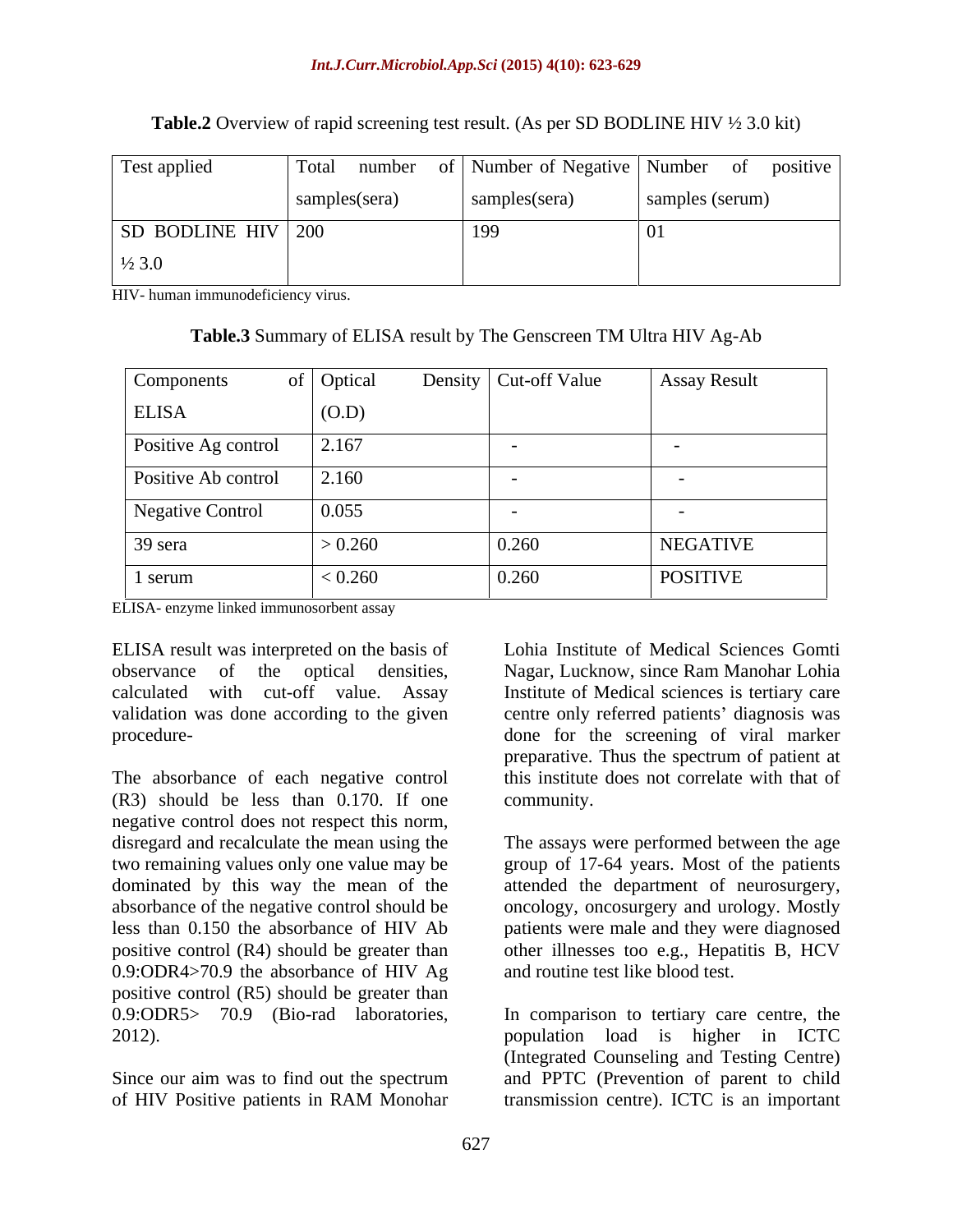**Table.2** Overview of rapid screening test result. (As per SD BODLINE HIV ½ 3.0 kit)

| Test applied | Total number of samples(sera) | Number of Negative samples(sera) | Number of positive samples (serum) |
|---|---|---|---|
| SD BODLINE HIV ½ 3.0 | 200 | 199 | 01 |

HIV- human immunodeficiency virus.

**Table.3** Summary of ELISA result by The Genscreen TM Ultra HIV Ag-Ab

| Components of ELISA | Optical Density (O.D) | Cut-off Value | Assay Result |
|---|---|---|---|
| Positive Ag control | 2.167 | - | - |
| Positive Ab control | 2.160 | - | - |
| Negative Control | 0.055 | - | - |
| 39 sera | > 0.260 | 0.260 | NEGATIVE |
| 1 serum | < 0.260 | 0.260 | POSITIVE |

ELISA- enzyme linked immunosorbent assay

ELISA result was interpreted on the basis of observance of the optical densities, calculated with cut-off value. Assay validation was done according to the given procedure-

The absorbance of each negative control (R3) should be less than 0.170. If one negative control does not respect this norm, disregard and recalculate the mean using the two remaining values only one value may be dominated by this way the mean of the absorbance of the negative control should be less than 0.150 the absorbance of HIV Ab positive control (R4) should be greater than 0.9:ODR4>70.9 the absorbance of HIV Ag positive control (R5) should be greater than 0.9:ODR5> 70.9 (Bio-rad laboratories, 2012).

Since our aim was to find out the spectrum of HIV Positive patients in RAM Monohar Lohia Institute of Medical Sciences Gomti Nagar, Lucknow, since Ram Manohar Lohia Institute of Medical sciences is tertiary care centre only referred patients' diagnosis was done for the screening of viral marker preparative. Thus the spectrum of patient at this institute does not correlate with that of community.

The assays were performed between the age group of 17-64 years. Most of the patients attended the department of neurosurgery, oncology, oncosurgery and urology. Mostly patients were male and they were diagnosed other illnesses too e.g., Hepatitis B, HCV and routine test like blood test.

In comparison to tertiary care centre, the population load is higher in ICTC (Integrated Counseling and Testing Centre) and PPTC (Prevention of parent to child transmission centre). ICTC is an important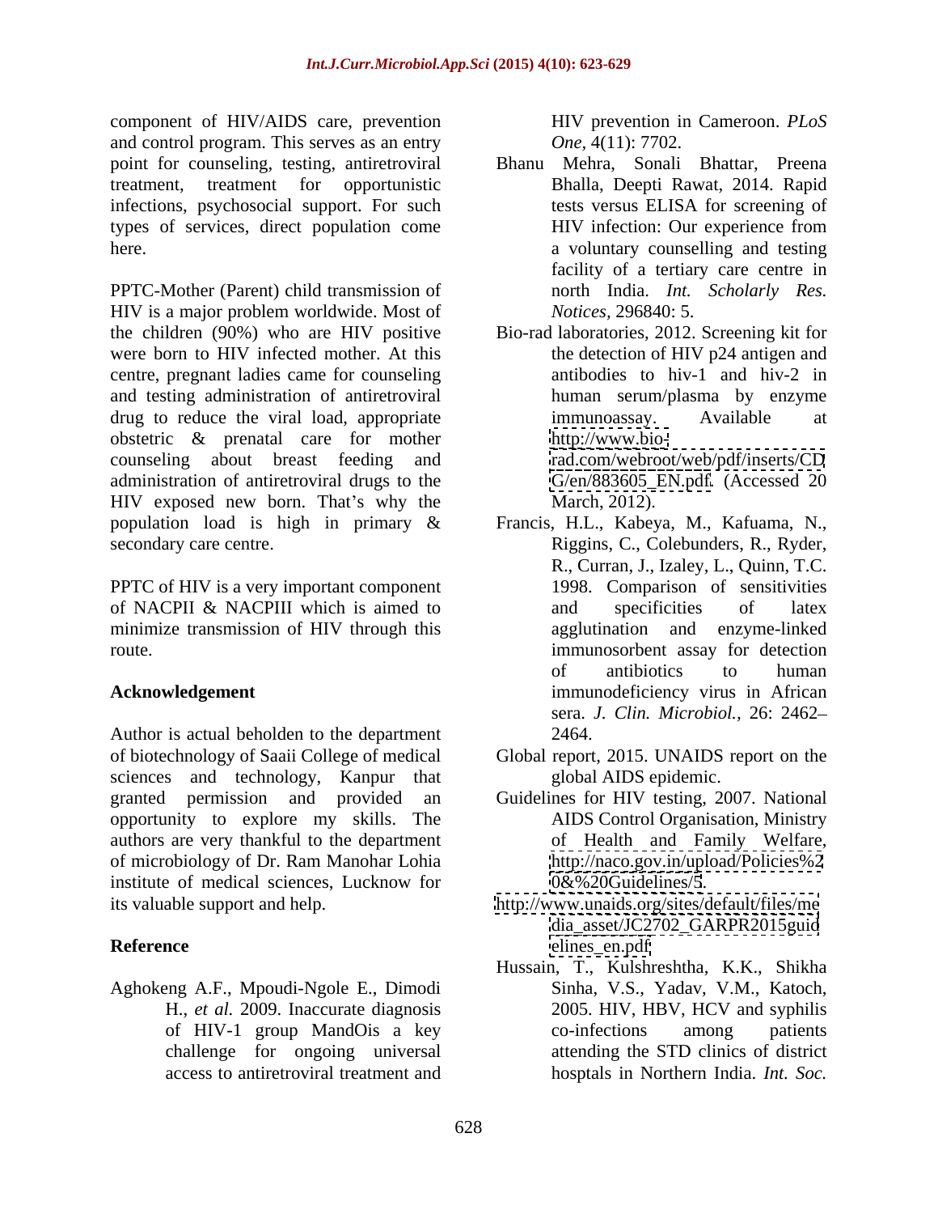component of HIV/AIDS care, prevention and control program. This serves as an entry point for counseling, testing, antiretroviral treatment, treatment for opportunistic infections, psychosocial support. For such types of services, direct population come here.

PPTC-Mother (Parent) child transmission of HIV is a major problem worldwide. Most of the children (90%) who are HIV positive were born to HIV infected mother. At this centre, pregnant ladies came for counseling and testing administration of antiretroviral drug to reduce the viral load, appropriate obstetric & prenatal care for mother counseling about breast feeding and administration of antiretroviral drugs to the HIV exposed new born. That's why the population load is high in primary & secondary care centre.

PPTC of HIV is a very important component of NACPII & NACPIII which is aimed to minimize transmission of HIV through this route.

## Acknowledgement

Author is actual beholden to the department of biotechnology of Saaii College of medical sciences and technology, Kanpur that granted permission and provided an opportunity to explore my skills. The authors are very thankful to the department of microbiology of Dr. Ram Manohar Lohia institute of medical sciences, Lucknow for its valuable support and help.

## Reference

Aghokeng A.F., Mpoudi-Ngole E., Dimodi H., *et al.* 2009. Inaccurate diagnosis of HIV-1 group MandOis a key challenge for ongoing universal access to antiretroviral treatment and HIV prevention in Cameroon. *PLoS One,* 4(11): 7702.

Bhanu Mehra, Sonali Bhattar, Preena Bhalla, Deepti Rawat, 2014. Rapid tests versus ELISA for screening of HIV infection: Our experience from a voluntary counselling and testing facility of a tertiary care centre in north India. *Int. Scholarly Res. Notices,* 296840: 5.

Bio-rad laboratories, 2012. Screening kit for the detection of HIV p24 antigen and antibodies to hiv-1 and hiv-2 in human serum/plasma by enzyme immunoassay. Available at http://www.bio-rad.com/webroot/web/pdf/inserts/CDG/en/883605_EN.pdf. (Accessed 20 March, 2012).

Francis, H.L., Kabeya, M., Kafuama, N., Riggins, C., Colebunders, R., Ryder, R., Curran, J., Izaley, L., Quinn, T.C. 1998. Comparison of sensitivities and specificities of latex agglutination and enzyme-linked immunosorbent assay for detection of antibiotics to human immunodeficiency virus in African sera. *J. Clin. Microbiol.,* 26: 2462–2464.

Global report, 2015. UNAIDS report on the global AIDS epidemic.

Guidelines for HIV testing, 2007. National AIDS Control Organisation, Ministry of Health and Family Welfare, http://naco.gov.in/upload/Policies%20&%20Guidelines/5.

http://www.unaids.org/sites/default/files/media_asset/JC2702_GARPR2015guidelines_en.pdf

Hussain, T., Kulshreshtha, K.K., Shikha Sinha, V.S., Yadav, V.M., Katoch, 2005. HIV, HBV, HCV and syphilis co-infections among patients attending the STD clinics of district hosptals in Northern India. *Int. Soc.*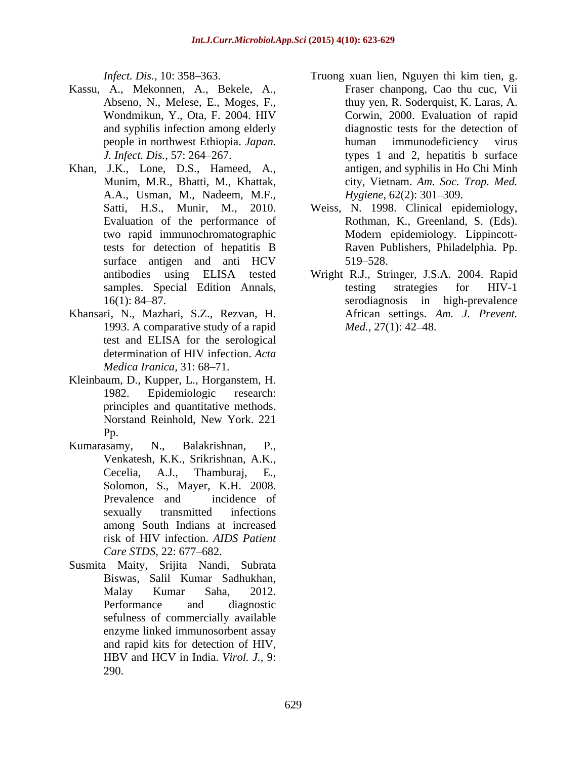*Infect. Dis.,* 10: 358–363.

Kassu, A., Mekonnen, A., Bekele, A., Abseno, N., Melese, E., Moges, F., Wondmikun, Y., Ota, F. 2004. HIV and syphilis infection among elderly people in northwest Ethiopia. *Japan. J. Infect. Dis.,* 57: 264–267.

Khan, J.K., Lone, D.S., Hameed, A., Munim, M.R., Bhatti, M., Khattak, A.A., Usman, M., Nadeem, M.F., Satti, H.S., Munir, M., 2010. Evaluation of the performance of two rapid immunochromatographic tests for detection of hepatitis B surface antigen and anti HCV antibodies using ELISA tested samples. Special Edition Annals, 16(1): 84–87.

Khansari, N., Mazhari, S.Z., Rezvan, H. 1993. A comparative study of a rapid test and ELISA for the serological determination of HIV infection. *Acta Medica Iranica,* 31: 68–71.

Kleinbaum, D., Kupper, L., Horganstem, H. 1982. Epidemiologic research: principles and quantitative methods. Norstand Reinhold, New York. 221 Pp.

Kumarasamy, N., Balakrishnan, P., Venkatesh, K.K., Srikrishnan, A.K., Cecelia, A.J., Thamburaj, E., Solomon, S., Mayer, K.H. 2008. Prevalence and incidence of sexually transmitted infections among South Indians at increased risk of HIV infection. *AIDS Patient Care STDS,* 22: 677–682.

Susmita Maity, Srijita Nandi, Subrata Biswas, Salil Kumar Sadhukhan, Malay Kumar Saha, 2012. Performance and diagnostic sefulness of commercially available enzyme linked immunosorbent assay and rapid kits for detection of HIV, HBV and HCV in India. *Virol. J.,* 9: 290.

Truong xuan lien, Nguyen thi kim tien, g. Fraser chanpong, Cao thu cuc, Vii thuy yen, R. Soderquist, K. Laras, A. Corwin, 2000. Evaluation of rapid diagnostic tests for the detection of human immunodeficiency virus types 1 and 2, hepatitis b surface antigen, and syphilis in Ho Chi Minh city, Vietnam. *Am. Soc. Trop. Med. Hygiene,* 62(2): 301–309.

Weiss, N. 1998. Clinical epidemiology, Rothman, K., Greenland, S. (Eds). Modern epidemiology. Lippincott-Raven Publishers, Philadelphia. Pp. 519–528.

Wright R.J., Stringer, J.S.A. 2004. Rapid testing strategies for HIV-1 serodiagnosis in high-prevalence African settings. *Am. J. Prevent. Med.,* 27(1): 42–48.